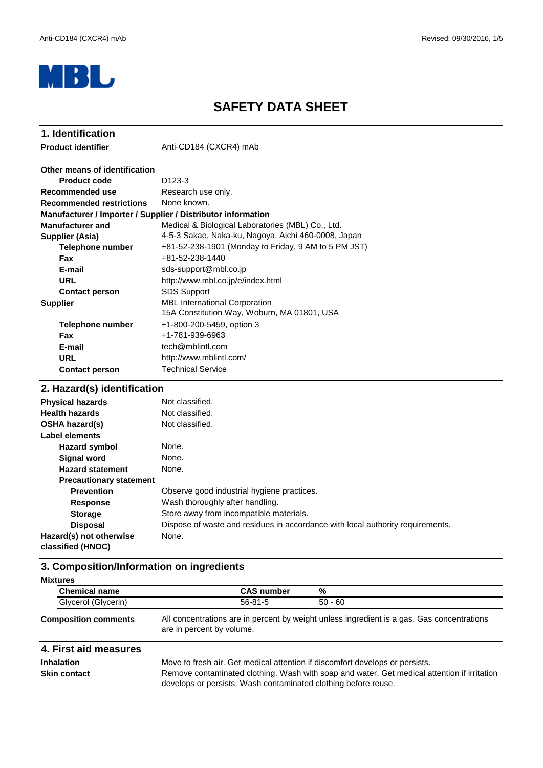# SAFETY DATA SHEET

## 1. Identification

| | |
|---|---|
| **Product identifier** | Anti-CD184 (CXCR4) mAb |
| **Other means of identification** | |
| **Product code** | D123-3 |
| **Recommended use** | Research use only. |
| **Recommended restrictions** | None known. |

**Manufacturer / Importer / Supplier / Distributor information**

| | |
|---|---|
| **Manufacturer and Supplier (Asia)** | Medical & Biological Laboratories (MBL) Co., Ltd.<br>4-5-3 Sakae, Naka-ku, Nagoya, Aichi 460-0008, Japan |
| **Telephone number** | +81-52-238-1901 (Monday to Friday, 9 AM to 5 PM JST) |
| **Fax** | +81-52-238-1440 |
| **E-mail** | sds-support@mbl.co.jp |
| **URL** | http://www.mbl.co.jp/e/index.html |
| **Contact person** | SDS Support |
| **Supplier** | MBL International Corporation<br>15A Constitution Way, Woburn, MA 01801, USA |
| **Telephone number** | +1-800-200-5459, option 3 |
| **Fax** | +1-781-939-6963 |
| **E-mail** | tech@mblintl.com |
| **URL** | http://www.mblintl.com/ |
| **Contact person** | Technical Service |

## 2. Hazard(s) identification

| | |
|---|---|
| **Physical hazards** | Not classified. |
| **Health hazards** | Not classified. |
| **OSHA hazard(s)** | Not classified. |
| **Label elements** | |
| **Hazard symbol** | None. |
| **Signal word** | None. |
| **Hazard statement** | None. |
| **Precautionary statement** | |
| **Prevention** | Observe good industrial hygiene practices. |
| **Response** | Wash thoroughly after handling. |
| **Storage** | Store away from incompatible materials. |
| **Disposal** | Dispose of waste and residues in accordance with local authority requirements. |
| **Hazard(s) not otherwise classified (HNOC)** | None. |

## 3. Composition/Information on ingredients

**Mixtures**

| Chemical name | CAS number | % |
|---|---|---|
| Glycerol (Glycerin) | 56-81-5 | 50 - 60 |

**Composition comments**: All concentrations are in percent by weight unless ingredient is a gas. Gas concentrations are in percent by volume.

## 4. First aid measures

| | |
|---|---|
| **Inhalation** | Move to fresh air. Get medical attention if discomfort develops or persists. |
| **Skin contact** | Remove contaminated clothing. Wash with soap and water. Get medical attention if irritation develops or persists. Wash contaminated clothing before reuse. |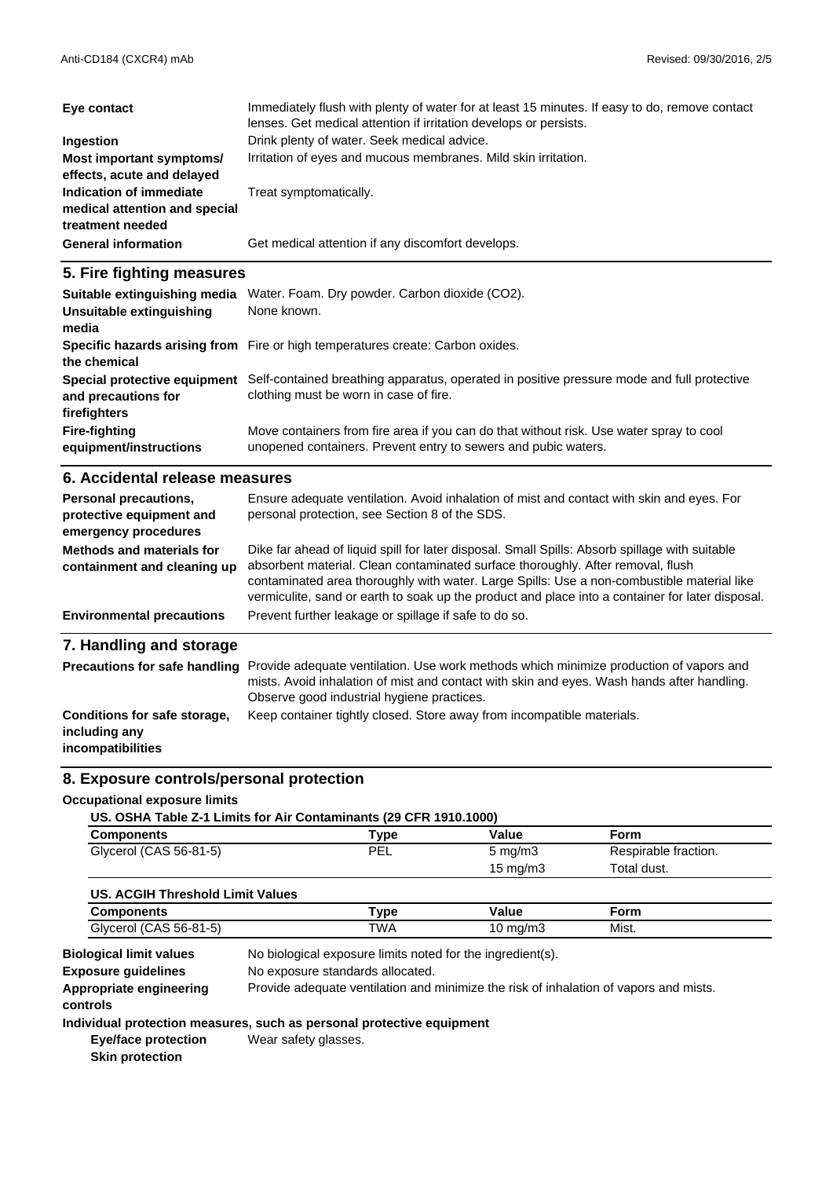| | |
|---|---|
| **Eye contact** | Immediately flush with plenty of water for at least 15 minutes. If easy to do, remove contact lenses. Get medical attention if irritation develops or persists. |
| **Ingestion** | Drink plenty of water. Seek medical advice. |
| **Most important symptoms/ effects, acute and delayed** | Irritation of eyes and mucous membranes. Mild skin irritation. |
| **Indication of immediate medical attention and special treatment needed** | Treat symptomatically. |
| **General information** | Get medical attention if any discomfort develops. |

## 5. Fire fighting measures

| | |
|---|---|
| **Suitable extinguishing media** | Water. Foam. Dry powder. Carbon dioxide ($CO_2$). |
| **Unsuitable extinguishing media** | None known. |
| **Specific hazards arising from the chemical** | Fire or high temperatures create: Carbon oxides. |
| **Special protective equipment and precautions for firefighters** | Self-contained breathing apparatus, operated in positive pressure mode and full protective clothing must be worn in case of fire. |
| **Fire-fighting equipment/instructions** | Move containers from fire area if you can do that without risk. Use water spray to cool unopened containers. Prevent entry to sewers and pubic waters. |

## 6. Accidental release measures

| | |
|---|---|
| **Personal precautions, protective equipment and emergency procedures** | Ensure adequate ventilation. Avoid inhalation of mist and contact with skin and eyes. For personal protection, see Section 8 of the SDS. |
| **Methods and materials for containment and cleaning up** | Dike far ahead of liquid spill for later disposal. Small Spills: Absorb spillage with suitable absorbent material. Clean contaminated surface thoroughly. After removal, flush contaminated area thoroughly with water. Large Spills: Use a non-combustible material like vermiculite, sand or earth to soak up the product and place into a container for later disposal. |
| **Environmental precautions** | Prevent further leakage or spillage if safe to do so. |

## 7. Handling and storage

| | |
|---|---|
| **Precautions for safe handling** | Provide adequate ventilation. Use work methods which minimize production of vapors and mists. Avoid inhalation of mist and contact with skin and eyes. Wash hands after handling. Observe good industrial hygiene practices. |
| **Conditions for safe storage, including any incompatibilities** | Keep container tightly closed. Store away from incompatible materials. |

## 8. Exposure controls/personal protection

**Occupational exposure limits**

**US. OSHA Table Z-1 Limits for Air Contaminants (29 CFR 1910.1000)**

| Components | Type | Value | Form |
|---|---|---|---|
| Glycerol (CAS 56-81-5) | PEL | 5 mg/m3 | Respirable fraction. |
| | | 15 mg/m3 | Total dust. |

**US. ACGIH Threshold Limit Values**

| Components | Type | Value | Form |
|---|---|---|---|
| Glycerol (CAS 56-81-5) | TWA | 10 mg/m3 | Mist. |

| | |
|---|---|
| **Biological limit values** | No biological exposure limits noted for the ingredient(s). |
| **Exposure guidelines** | No exposure standards allocated. |
| **Appropriate engineering controls** | Provide adequate ventilation and minimize the risk of inhalation of vapors and mists. |

**Individual protection measures, such as personal protective equipment**

| | |
|---|---|
| **Eye/face protection** | Wear safety glasses. |
| **Skin protection** | |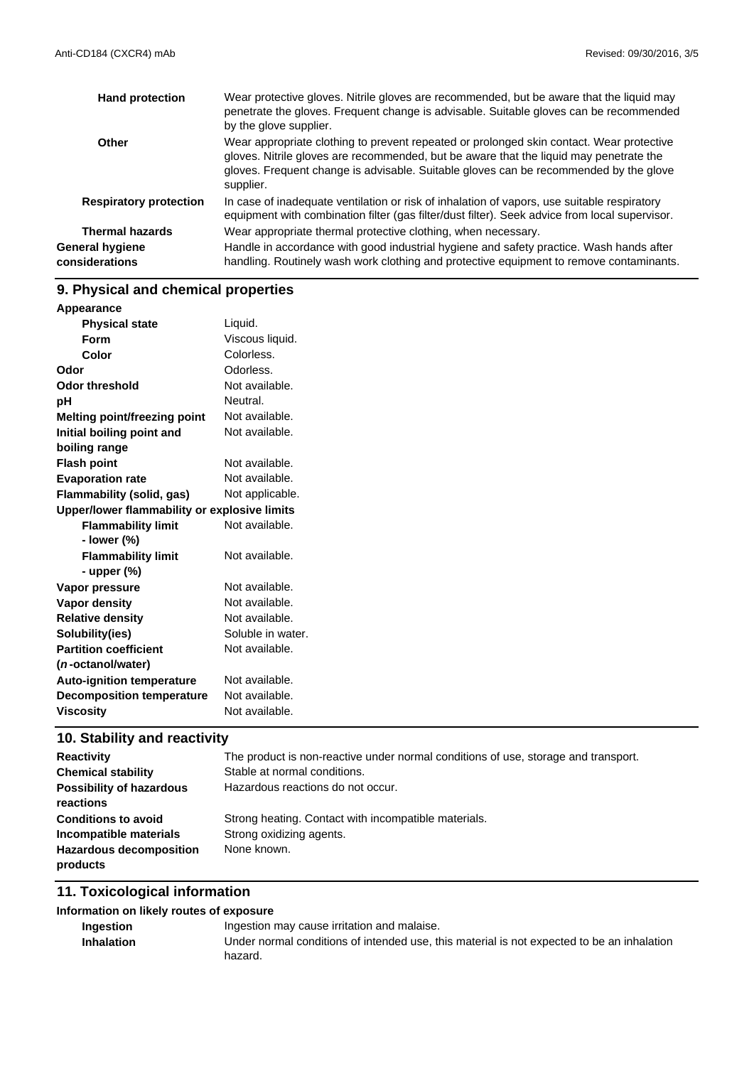| | |
|---|---|
| **Hand protection** | Wear protective gloves. Nitrile gloves are recommended, but be aware that the liquid may penetrate the gloves. Frequent change is advisable. Suitable gloves can be recommended by the glove supplier. |
| **Other** | Wear appropriate clothing to prevent repeated or prolonged skin contact. Wear protective gloves. Nitrile gloves are recommended, but be aware that the liquid may penetrate the gloves. Frequent change is advisable. Suitable gloves can be recommended by the glove supplier. |
| **Respiratory protection** | In case of inadequate ventilation or risk of inhalation of vapors, use suitable respiratory equipment with combination filter (gas filter/dust filter). Seek advice from local supervisor. |
| **Thermal hazards** | Wear appropriate thermal protective clothing, when necessary. |
| **General hygiene considerations** | Handle in accordance with good industrial hygiene and safety practice. Wash hands after handling. Routinely wash work clothing and protective equipment to remove contaminants. |

## 9. Physical and chemical properties

| | |
|---|---|
| **Appearance** | |
| **Physical state** | Liquid. |
| **Form** | Viscous liquid. |
| **Color** | Colorless. |
| **Odor** | Odorless. |
| **Odor threshold** | Not available. |
| **pH** | Neutral. |
| **Melting point/freezing point** | Not available. |
| **Initial boiling point and boiling range** | Not available. |
| **Flash point** | Not available. |
| **Evaporation rate** | Not available. |
| **Flammability (solid, gas)** | Not applicable. |
| **Upper/lower flammability or explosive limits** | |
| **Flammability limit - lower (%)** | Not available. |
| **Flammability limit - upper (%)** | Not available. |
| **Vapor pressure** | Not available. |
| **Vapor density** | Not available. |
| **Relative density** | Not available. |
| **Solubility(ies)** | Soluble in water. |
| **Partition coefficient (*n*-octanol/water)** | Not available. |
| **Auto-ignition temperature** | Not available. |
| **Decomposition temperature** | Not available. |
| **Viscosity** | Not available. |

## 10. Stability and reactivity

| | |
|---|---|
| **Reactivity** | The product is non-reactive under normal conditions of use, storage and transport. |
| **Chemical stability** | Stable at normal conditions. |
| **Possibility of hazardous reactions** | Hazardous reactions do not occur. |
| **Conditions to avoid** | Strong heating. Contact with incompatible materials. |
| **Incompatible materials** | Strong oxidizing agents. |
| **Hazardous decomposition products** | None known. |

## 11. Toxicological information

**Information on likely routes of exposure**

| | |
|---|---|
| **Ingestion** | Ingestion may cause irritation and malaise. |
| **Inhalation** | Under normal conditions of intended use, this material is not expected to be an inhalation hazard. |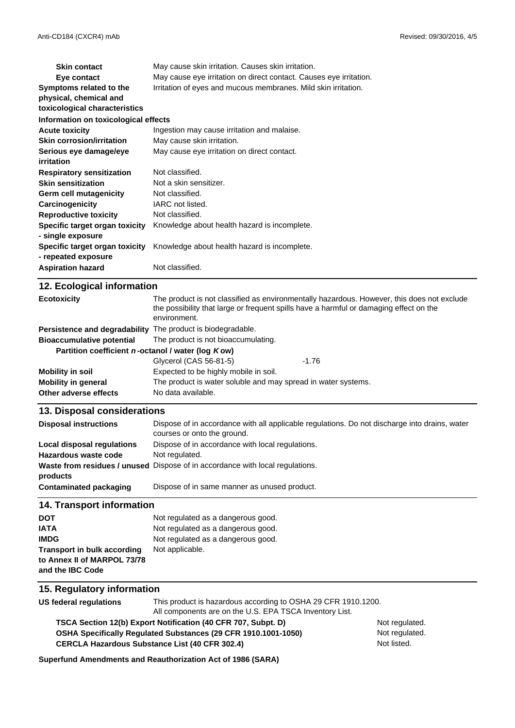| | |
|---|---|
| **Skin contact** | May cause skin irritation. Causes skin irritation. |
| **Eye contact** | May cause eye irritation on direct contact. Causes eye irritation. |
| **Symptoms related to the physical, chemical and toxicological characteristics** | Irritation of eyes and mucous membranes. Mild skin irritation. |

**Information on toxicological effects**

| | |
|---|---|
| **Acute toxicity** | Ingestion may cause irritation and malaise. |
| **Skin corrosion/irritation** | May cause skin irritation. |
| **Serious eye damage/eye irritation** | May cause eye irritation on direct contact. |
| **Respiratory sensitization** | Not classified. |
| **Skin sensitization** | Not a skin sensitizer. |
| **Germ cell mutagenicity** | Not classified. |
| **Carcinogenicity** | IARC not listed. |
| **Reproductive toxicity** | Not classified. |
| **Specific target organ toxicity - single exposure** | Knowledge about health hazard is incomplete. |
| **Specific target organ toxicity - repeated exposure** | Knowledge about health hazard is incomplete. |
| **Aspiration hazard** | Not classified. |

## 12. Ecological information

| | |
|---|---|
| **Ecotoxicity** | The product is not classified as environmentally hazardous. However, this does not exclude the possibility that large or frequent spills have a harmful or damaging effect on the environment. |
| **Persistence and degradability** | The product is biodegradable. |
| **Bioaccumulative potential** | The product is not bioaccumulating. |

**Partition coefficient *n*-octanol / water (log *K* ow)**

| | |
|---|---|
| Glycerol (CAS 56-81-5) | -1.76 |

| | |
|---|---|
| **Mobility in soil** | Expected to be highly mobile in soil. |
| **Mobility in general** | The product is water soluble and may spread in water systems. |
| **Other adverse effects** | No data available. |

## 13. Disposal considerations

| | |
|---|---|
| **Disposal instructions** | Dispose of in accordance with all applicable regulations. Do not discharge into drains, water courses or onto the ground. |
| **Local disposal regulations** | Dispose of in accordance with local regulations. |
| **Hazardous waste code** | Not regulated. |
| **Waste from residues / unused products** | Dispose of in accordance with local regulations. |
| **Contaminated packaging** | Dispose of in same manner as unused product. |

## 14. Transport information

| | |
|---|---|
| **DOT** | Not regulated as a dangerous good. |
| **IATA** | Not regulated as a dangerous good. |
| **IMDG** | Not regulated as a dangerous good. |
| **Transport in bulk according to Annex II of MARPOL 73/78 and the IBC Code** | Not applicable. |

## 15. Regulatory information

**US federal regulations**
This product is hazardous according to OSHA 29 CFR 1910.1200.
All components are on the U.S. EPA TSCA Inventory List.

| | |
|---|---|
| **TSCA Section 12(b) Export Notification (40 CFR 707, Subpt. D)** | Not regulated. |
| **OSHA Specifically Regulated Substances (29 CFR 1910.1001-1050)** | Not regulated. |
| **CERCLA Hazardous Substance List (40 CFR 302.4)** | Not listed. |

**Superfund Amendments and Reauthorization Act of 1986 (SARA)**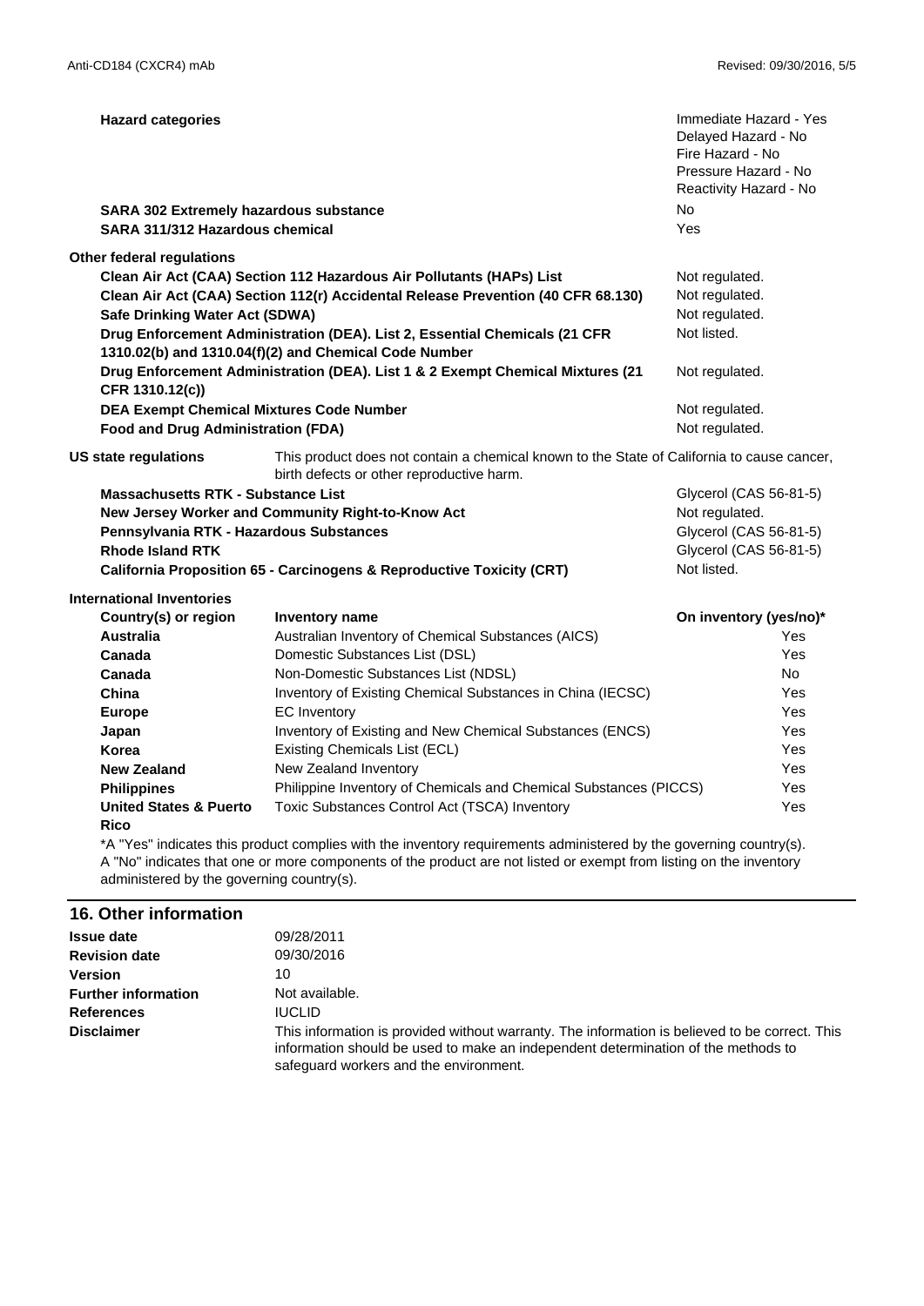| | |
|---|---|
| **Hazard categories** | Immediate Hazard - Yes<br>Delayed Hazard - No<br>Fire Hazard - No<br>Pressure Hazard - No<br>Reactivity Hazard - No |
| **SARA 302 Extremely hazardous substance** | No |
| **SARA 311/312 Hazardous chemical** | Yes |

**Other federal regulations**

| | |
|---|---|
| **Clean Air Act (CAA) Section 112 Hazardous Air Pollutants (HAPs) List** | Not regulated. |
| **Clean Air Act (CAA) Section 112(r) Accidental Release Prevention (40 CFR 68.130)** | Not regulated. |
| **Safe Drinking Water Act (SDWA)** | Not regulated. |
| **Drug Enforcement Administration (DEA). List 2, Essential Chemicals (21 CFR 1310.02(b) and 1310.04(f)(2) and Chemical Code Number** | Not listed. |
| **Drug Enforcement Administration (DEA). List 1 & 2 Exempt Chemical Mixtures (21 CFR 1310.12(c))** | Not regulated. |
| **DEA Exempt Chemical Mixtures Code Number** | Not regulated. |
| **Food and Drug Administration (FDA)** | Not regulated. |

**US state regulations** This product does not contain a chemical known to the State of California to cause cancer, birth defects or other reproductive harm.

| | |
|---|---|
| **Massachusetts RTK - Substance List** | Glycerol (CAS 56-81-5) |
| **New Jersey Worker and Community Right-to-Know Act** | Not regulated. |
| **Pennsylvania RTK - Hazardous Substances** | Glycerol (CAS 56-81-5) |
| **Rhode Island RTK** | Glycerol (CAS 56-81-5) |
| **California Proposition 65 - Carcinogens & Reproductive Toxicity (CRT)** | Not listed. |

**International Inventories**

| Country(s) or region | Inventory name | On inventory (yes/no)* |
|---|---|---|
| **Australia** | Australian Inventory of Chemical Substances (AICS) | Yes |
| **Canada** | Domestic Substances List (DSL) | Yes |
| **Canada** | Non-Domestic Substances List (NDSL) | No |
| **China** | Inventory of Existing Chemical Substances in China (IECSC) | Yes |
| **Europe** | EC Inventory | Yes |
| **Japan** | Inventory of Existing and New Chemical Substances (ENCS) | Yes |
| **Korea** | Existing Chemicals List (ECL) | Yes |
| **New Zealand** | New Zealand Inventory | Yes |
| **Philippines** | Philippine Inventory of Chemicals and Chemical Substances (PICCS) | Yes |
| **United States & Puerto Rico** | Toxic Substances Control Act (TSCA) Inventory | Yes |

*A "Yes" indicates this product complies with the inventory requirements administered by the governing country(s). A "No" indicates that one or more components of the product are not listed or exempt from listing on the inventory administered by the governing country(s).

## 16. Other information

| | |
|---|---|
| **Issue date** | 09/28/2011 |
| **Revision date** | 09/30/2016 |
| **Version** | 10 |
| **Further information** | Not available. |
| **References** | IUCLID |
| **Disclaimer** | This information is provided without warranty. The information is believed to be correct. This information should be used to make an independent determination of the methods to safeguard workers and the environment. |